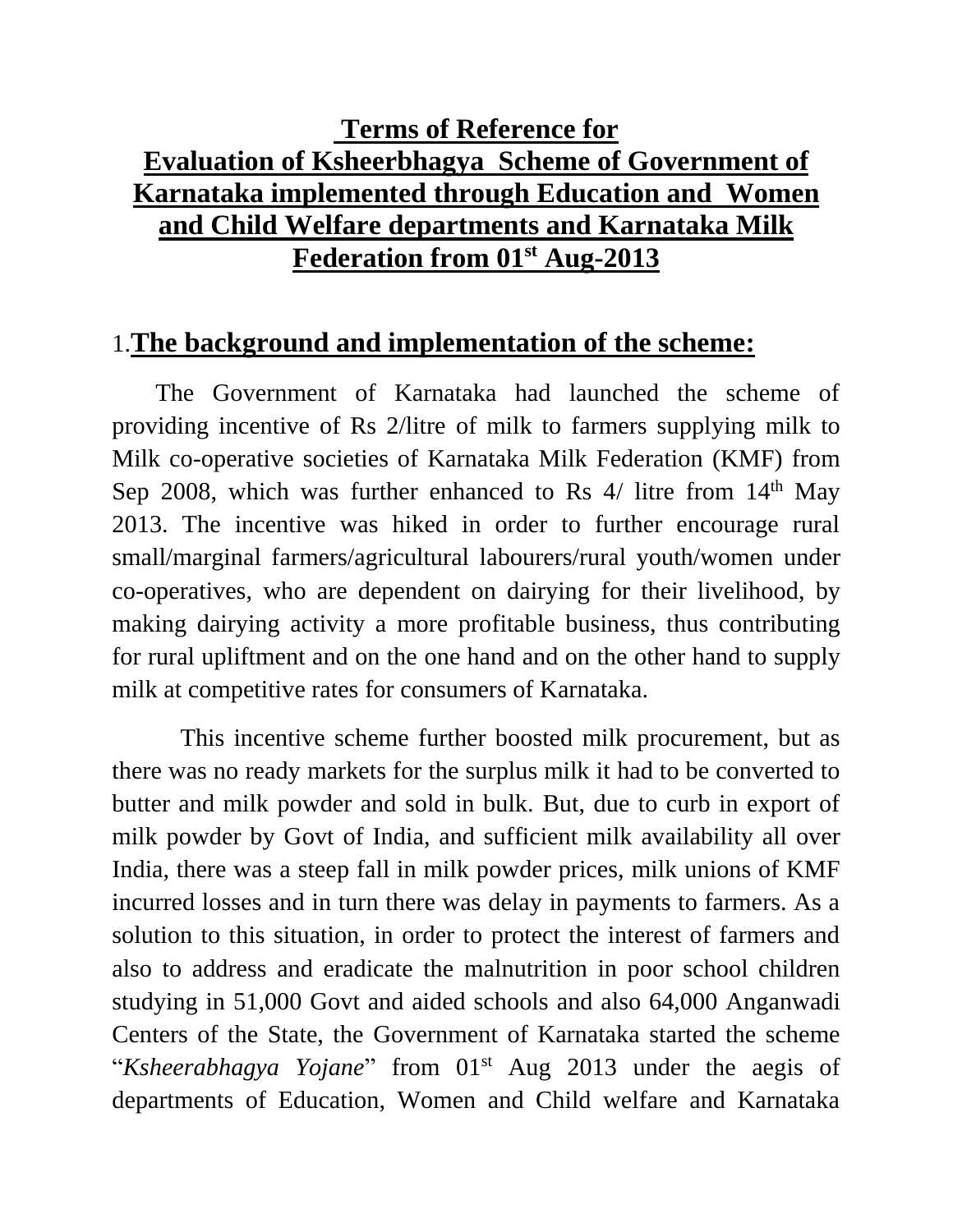# Terms of Reference for Evaluation of Ksheerbhagya Scheme of Government of Karnataka implemented through Education and Women and Child Welfare departments and Karnataka Milk Federation from 01st Aug-2013

## 1. The background and implementation of the scheme:

The Government of Karnataka had launched the scheme of providing incentive of Rs 2/litre of milk to farmers supplying milk to Milk co-operative societies of Karnataka Milk Federation (KMF) from Sep 2008, which was further enhanced to Rs 4/ litre from 14th May 2013. The incentive was hiked in order to further encourage rural small/marginal farmers/agricultural labourers/rural youth/women under co-operatives, who are dependent on dairying for their livelihood, by making dairying activity a more profitable business, thus contributing for rural upliftment and on the one hand and on the other hand to supply milk at competitive rates for consumers of Karnataka.

This incentive scheme further boosted milk procurement, but as there was no ready markets for the surplus milk it had to be converted to butter and milk powder and sold in bulk. But, due to curb in export of milk powder by Govt of India, and sufficient milk availability all over India, there was a steep fall in milk powder prices, milk unions of KMF incurred losses and in turn there was delay in payments to farmers. As a solution to this situation, in order to protect the interest of farmers and also to address and eradicate the malnutrition in poor school children studying in 51,000 Govt and aided schools and also 64,000 Anganwadi Centers of the State, the Government of Karnataka started the scheme "*Ksheerabhagya Yojane*" from 01st Aug 2013 under the aegis of departments of Education, Women and Child welfare and Karnataka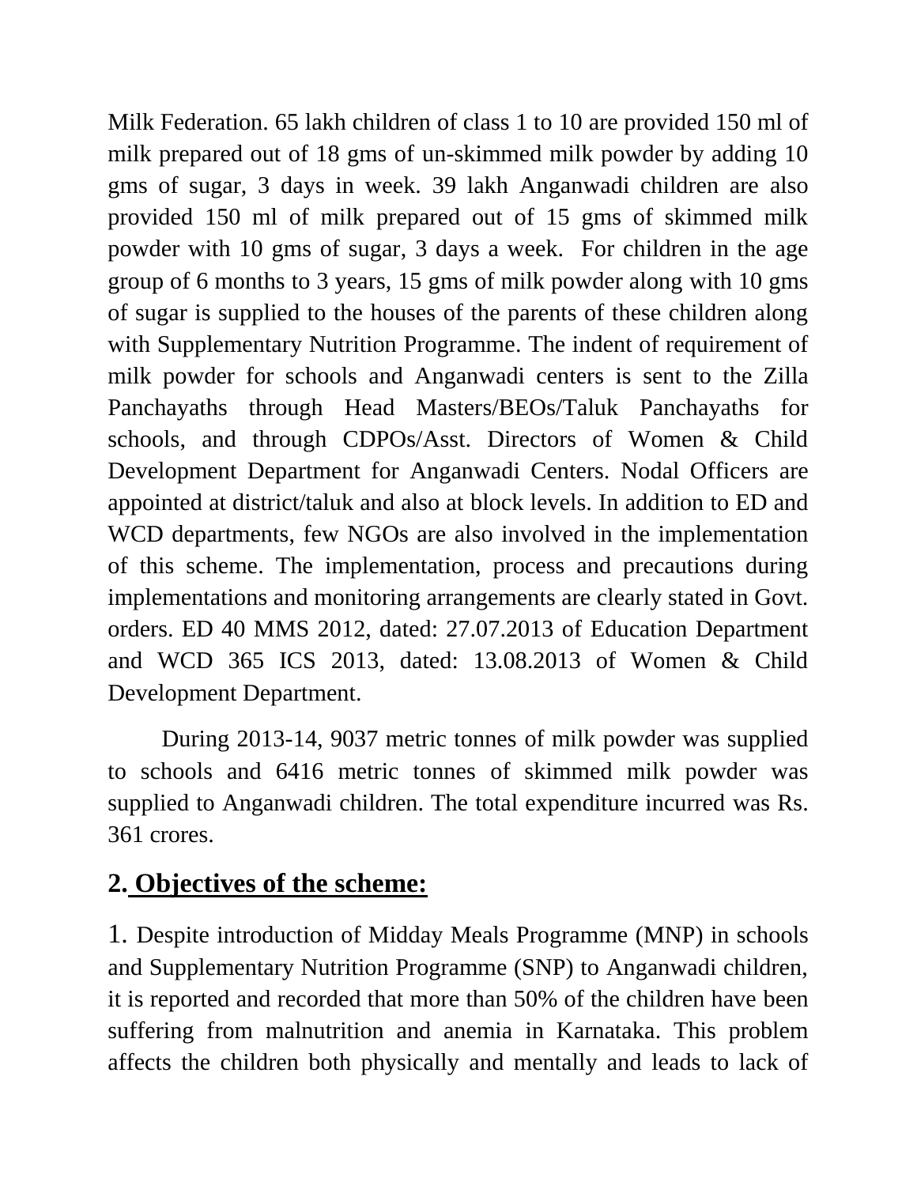Milk Federation. 65 lakh children of class 1 to 10 are provided 150 ml of milk prepared out of 18 gms of un-skimmed milk powder by adding 10 gms of sugar, 3 days in week. 39 lakh Anganwadi children are also provided 150 ml of milk prepared out of 15 gms of skimmed milk powder with 10 gms of sugar, 3 days a week. For children in the age group of 6 months to 3 years, 15 gms of milk powder along with 10 gms of sugar is supplied to the houses of the parents of these children along with Supplementary Nutrition Programme. The indent of requirement of milk powder for schools and Anganwadi centers is sent to the Zilla Panchayaths through Head Masters/BEOs/Taluk Panchayaths for schools, and through CDPOs/Asst. Directors of Women & Child Development Department for Anganwadi Centers. Nodal Officers are appointed at district/taluk and also at block levels. In addition to ED and WCD departments, few NGOs are also involved in the implementation of this scheme. The implementation, process and precautions during implementations and monitoring arrangements are clearly stated in Govt. orders. ED 40 MMS 2012, dated: 27.07.2013 of Education Department and WCD 365 ICS 2013, dated: 13.08.2013 of Women & Child Development Department.

During 2013-14, 9037 metric tonnes of milk powder was supplied to schools and 6416 metric tonnes of skimmed milk powder was supplied to Anganwadi children. The total expenditure incurred was Rs. 361 crores.

## 2. Objectives of the scheme:

1. Despite introduction of Midday Meals Programme (MNP) in schools and Supplementary Nutrition Programme (SNP) to Anganwadi children, it is reported and recorded that more than 50% of the children have been suffering from malnutrition and anemia in Karnataka. This problem affects the children both physically and mentally and leads to lack of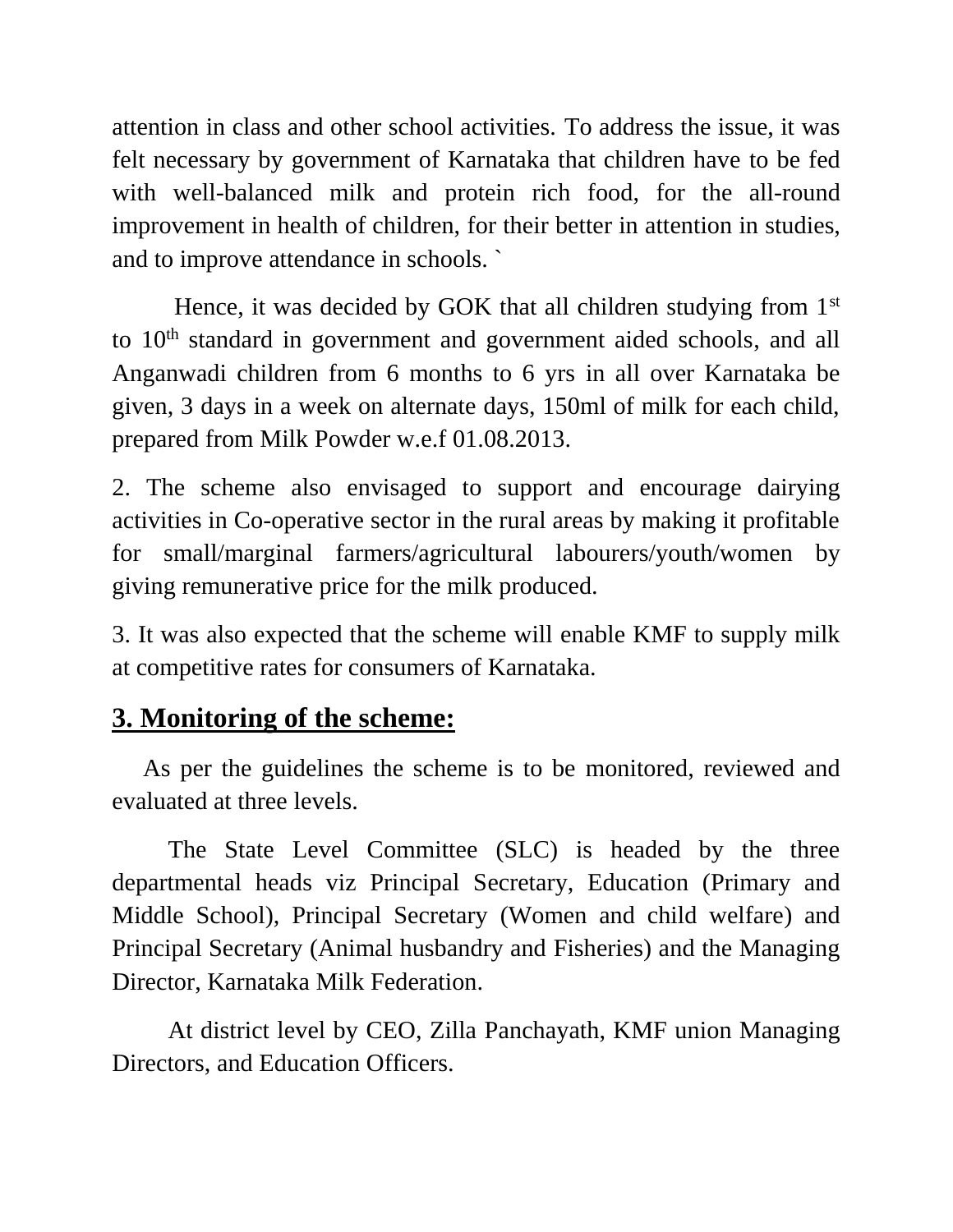attention in class and other school activities. To address the issue, it was felt necessary by government of Karnataka that children have to be fed with well-balanced milk and protein rich food, for the all-round improvement in health of children, for their better in attention in studies, and to improve attendance in schools. `

Hence, it was decided by GOK that all children studying from 1st to 10th standard in government and government aided schools, and all Anganwadi children from 6 months to 6 yrs in all over Karnataka be given, 3 days in a week on alternate days, 150ml of milk for each child, prepared from Milk Powder w.e.f 01.08.2013.

2. The scheme also envisaged to support and encourage dairying activities in Co-operative sector in the rural areas by making it profitable for small/marginal farmers/agricultural labourers/youth/women by giving remunerative price for the milk produced.

3. It was also expected that the scheme will enable KMF to supply milk at competitive rates for consumers of Karnataka.

## 3. Monitoring of the scheme:

As per the guidelines the scheme is to be monitored, reviewed and evaluated at three levels.

The State Level Committee (SLC) is headed by the three departmental heads viz Principal Secretary, Education (Primary and Middle School), Principal Secretary (Women and child welfare) and Principal Secretary (Animal husbandry and Fisheries) and the Managing Director, Karnataka Milk Federation.

At district level by CEO, Zilla Panchayath, KMF union Managing Directors, and Education Officers.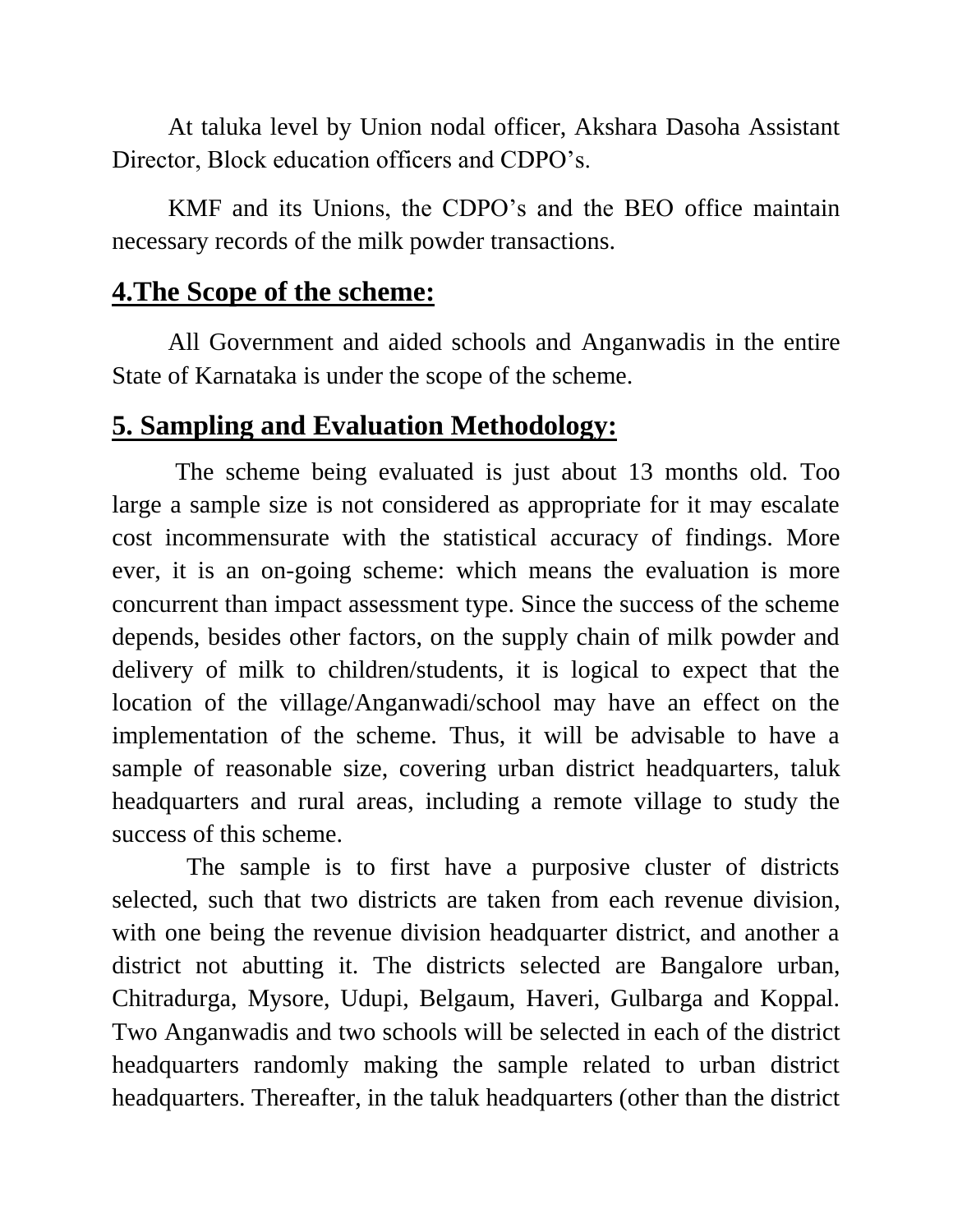At taluka level by Union nodal officer, Akshara Dasoha Assistant Director, Block education officers and CDPO's.

KMF and its Unions, the CDPO's and the BEO office maintain necessary records of the milk powder transactions.

## 4.The Scope of the scheme:

All Government and aided schools and Anganwadis in the entire State of Karnataka is under the scope of the scheme.

## 5. Sampling and Evaluation Methodology:

The scheme being evaluated is just about 13 months old. Too large a sample size is not considered as appropriate for it may escalate cost incommensurate with the statistical accuracy of findings. More ever, it is an on-going scheme: which means the evaluation is more concurrent than impact assessment type. Since the success of the scheme depends, besides other factors, on the supply chain of milk powder and delivery of milk to children/students, it is logical to expect that the location of the village/Anganwadi/school may have an effect on the implementation of the scheme. Thus, it will be advisable to have a sample of reasonable size, covering urban district headquarters, taluk headquarters and rural areas, including a remote village to study the success of this scheme.

The sample is to first have a purposive cluster of districts selected, such that two districts are taken from each revenue division, with one being the revenue division headquarter district, and another a district not abutting it. The districts selected are Bangalore urban, Chitradurga, Mysore, Udupi, Belgaum, Haveri, Gulbarga and Koppal. Two Anganwadis and two schools will be selected in each of the district headquarters randomly making the sample related to urban district headquarters. Thereafter, in the taluk headquarters (other than the district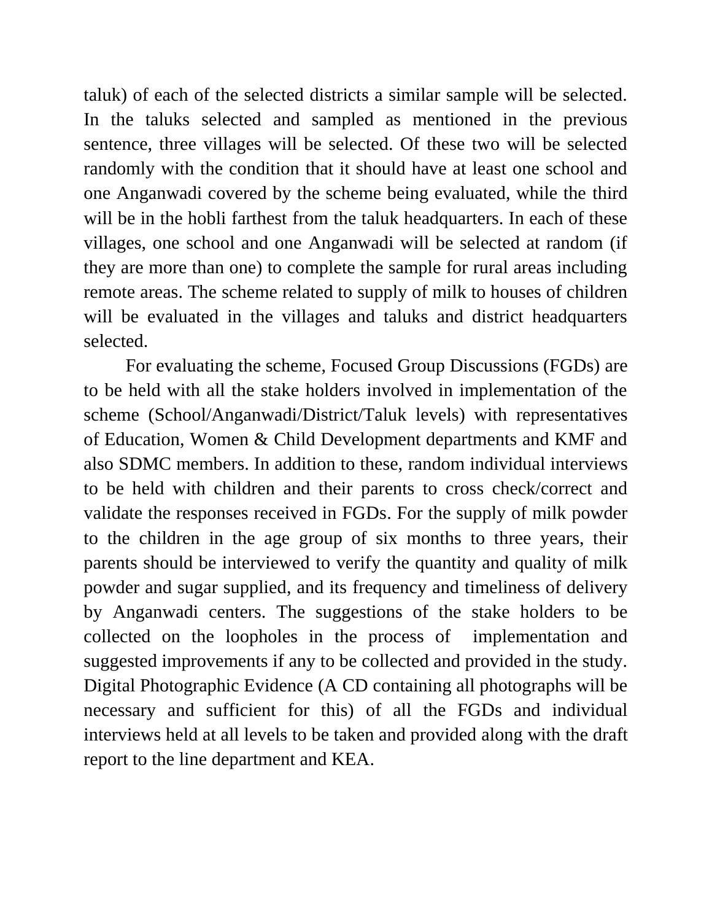taluk) of each of the selected districts a similar sample will be selected. In the taluks selected and sampled as mentioned in the previous sentence, three villages will be selected. Of these two will be selected randomly with the condition that it should have at least one school and one Anganwadi covered by the scheme being evaluated, while the third will be in the hobli farthest from the taluk headquarters. In each of these villages, one school and one Anganwadi will be selected at random (if they are more than one) to complete the sample for rural areas including remote areas. The scheme related to supply of milk to houses of children will be evaluated in the villages and taluks and district headquarters selected.

For evaluating the scheme, Focused Group Discussions (FGDs) are to be held with all the stake holders involved in implementation of the scheme (School/Anganwadi/District/Taluk levels) with representatives of Education, Women & Child Development departments and KMF and also SDMC members. In addition to these, random individual interviews to be held with children and their parents to cross check/correct and validate the responses received in FGDs. For the supply of milk powder to the children in the age group of six months to three years, their parents should be interviewed to verify the quantity and quality of milk powder and sugar supplied, and its frequency and timeliness of delivery by Anganwadi centers. The suggestions of the stake holders to be collected on the loopholes in the process of implementation and suggested improvements if any to be collected and provided in the study. Digital Photographic Evidence (A CD containing all photographs will be necessary and sufficient for this) of all the FGDs and individual interviews held at all levels to be taken and provided along with the draft report to the line department and KEA.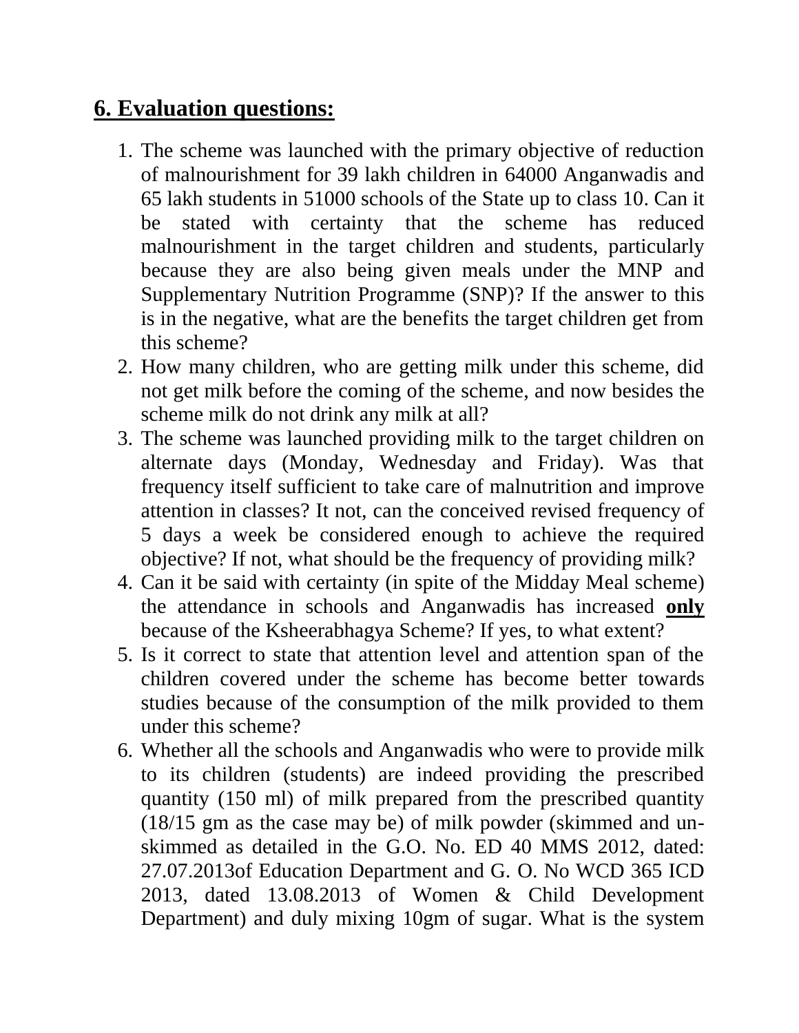## 6. Evaluation questions:

1. The scheme was launched with the primary objective of reduction of malnourishment for 39 lakh children in 64000 Anganwadis and 65 lakh students in 51000 schools of the State up to class 10. Can it be stated with certainty that the scheme has reduced malnourishment in the target children and students, particularly because they are also being given meals under the MNP and Supplementary Nutrition Programme (SNP)? If the answer to this is in the negative, what are the benefits the target children get from this scheme?
2. How many children, who are getting milk under this scheme, did not get milk before the coming of the scheme, and now besides the scheme milk do not drink any milk at all?
3. The scheme was launched providing milk to the target children on alternate days (Monday, Wednesday and Friday). Was that frequency itself sufficient to take care of malnutrition and improve attention in classes? It not, can the conceived revised frequency of 5 days a week be considered enough to achieve the required objective? If not, what should be the frequency of providing milk?
4. Can it be said with certainty (in spite of the Midday Meal scheme) the attendance in schools and Anganwadis has increased **only** because of the Ksheerabhagya Scheme? If yes, to what extent?
5. Is it correct to state that attention level and attention span of the children covered under the scheme has become better towards studies because of the consumption of the milk provided to them under this scheme?
6. Whether all the schools and Anganwadis who were to provide milk to its children (students) are indeed providing the prescribed quantity (150 ml) of milk prepared from the prescribed quantity (18/15 gm as the case may be) of milk powder (skimmed and un-skimmed as detailed in the G.O. No. ED 40 MMS 2012, dated: 27.07.2013of Education Department and G. O. No WCD 365 ICD 2013, dated 13.08.2013 of Women & Child Development Department) and duly mixing 10gm of sugar. What is the system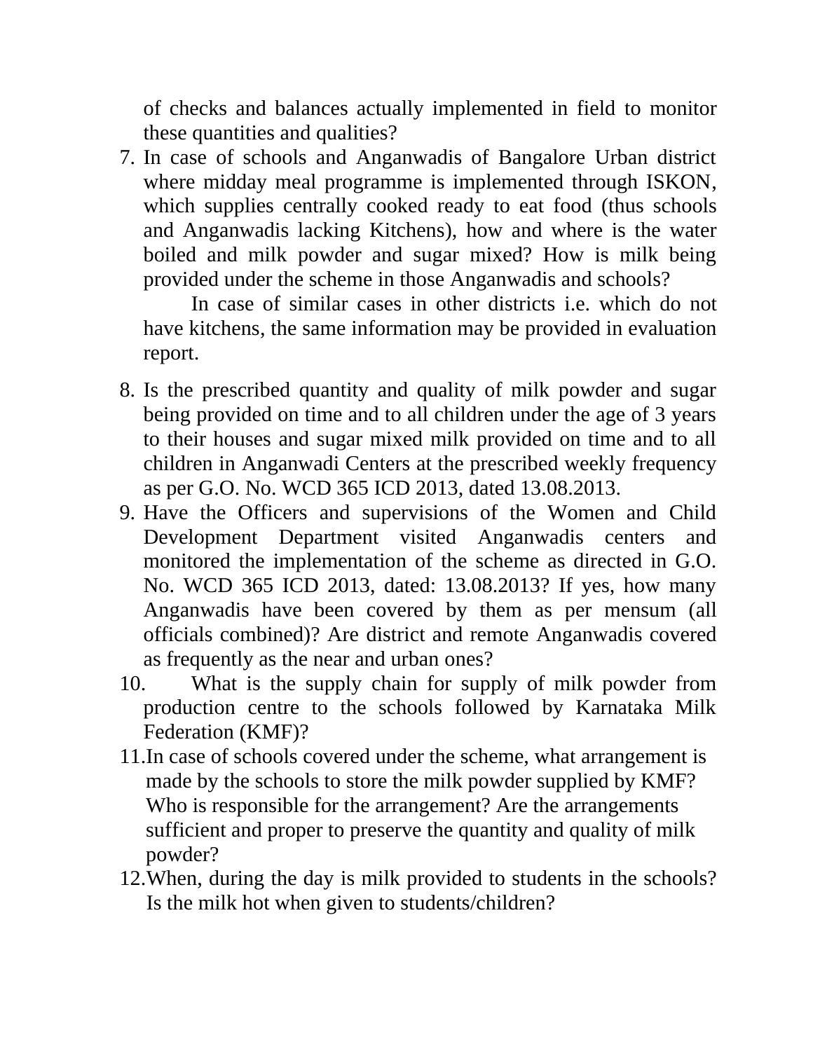of checks and balances actually implemented in field to monitor these quantities and qualities?

7. In case of schools and Anganwadis of Bangalore Urban district where midday meal programme is implemented through ISKON, which supplies centrally cooked ready to eat food (thus schools and Anganwadis lacking Kitchens), how and where is the water boiled and milk powder and sugar mixed? How is milk being provided under the scheme in those Anganwadis and schools?

   In case of similar cases in other districts i.e. which do not have kitchens, the same information may be provided in evaluation report.

8. Is the prescribed quantity and quality of milk powder and sugar being provided on time and to all children under the age of 3 years to their houses and sugar mixed milk provided on time and to all children in Anganwadi Centers at the prescribed weekly frequency as per G.O. No. WCD 365 ICD 2013, dated 13.08.2013.
9. Have the Officers and supervisions of the Women and Child Development Department visited Anganwadis centers and monitored the implementation of the scheme as directed in G.O. No. WCD 365 ICD 2013, dated: 13.08.2013? If yes, how many Anganwadis have been covered by them as per mensum (all officials combined)? Are district and remote Anganwadis covered as frequently as the near and urban ones?
10. What is the supply chain for supply of milk powder from production centre to the schools followed by Karnataka Milk Federation (KMF)?
11. In case of schools covered under the scheme, what arrangement is made by the schools to store the milk powder supplied by KMF? Who is responsible for the arrangement? Are the arrangements sufficient and proper to preserve the quantity and quality of milk powder?
12. When, during the day is milk provided to students in the schools? Is the milk hot when given to students/children?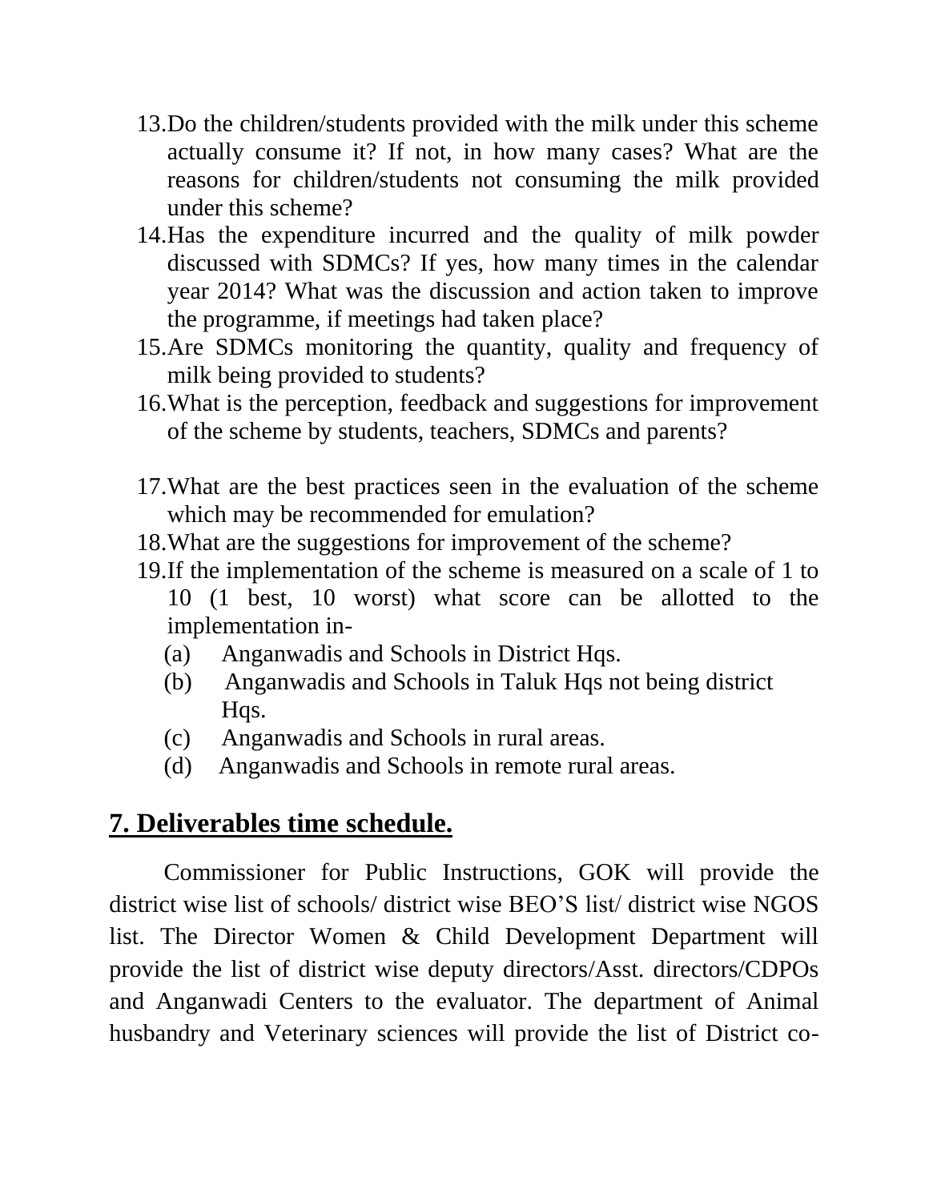13. Do the children/students provided with the milk under this scheme actually consume it? If not, in how many cases? What are the reasons for children/students not consuming the milk provided under this scheme?
14. Has the expenditure incurred and the quality of milk powder discussed with SDMCs? If yes, how many times in the calendar year 2014? What was the discussion and action taken to improve the programme, if meetings had taken place?
15. Are SDMCs monitoring the quantity, quality and frequency of milk being provided to students?
16. What is the perception, feedback and suggestions for improvement of the scheme by students, teachers, SDMCs and parents?
17. What are the best practices seen in the evaluation of the scheme which may be recommended for emulation?
18. What are the suggestions for improvement of the scheme?
19. If the implementation of the scheme is measured on a scale of 1 to 10 (1 best, 10 worst) what score can be allotted to the implementation in-
    - (a) Anganwadis and Schools in District Hqs.
    - (b) Anganwadis and Schools in Taluk Hqs not being district Hqs.
    - (c) Anganwadis and Schools in rural areas.
    - (d) Anganwadis and Schools in remote rural areas.

## 7. Deliverables time schedule.

Commissioner for Public Instructions, GOK will provide the district wise list of schools/ district wise BEO'S list/ district wise NGOS list. The Director Women & Child Development Department will provide the list of district wise deputy directors/Asst. directors/CDPOs and Anganwadi Centers to the evaluator. The department of Animal husbandry and Veterinary sciences will provide the list of District co-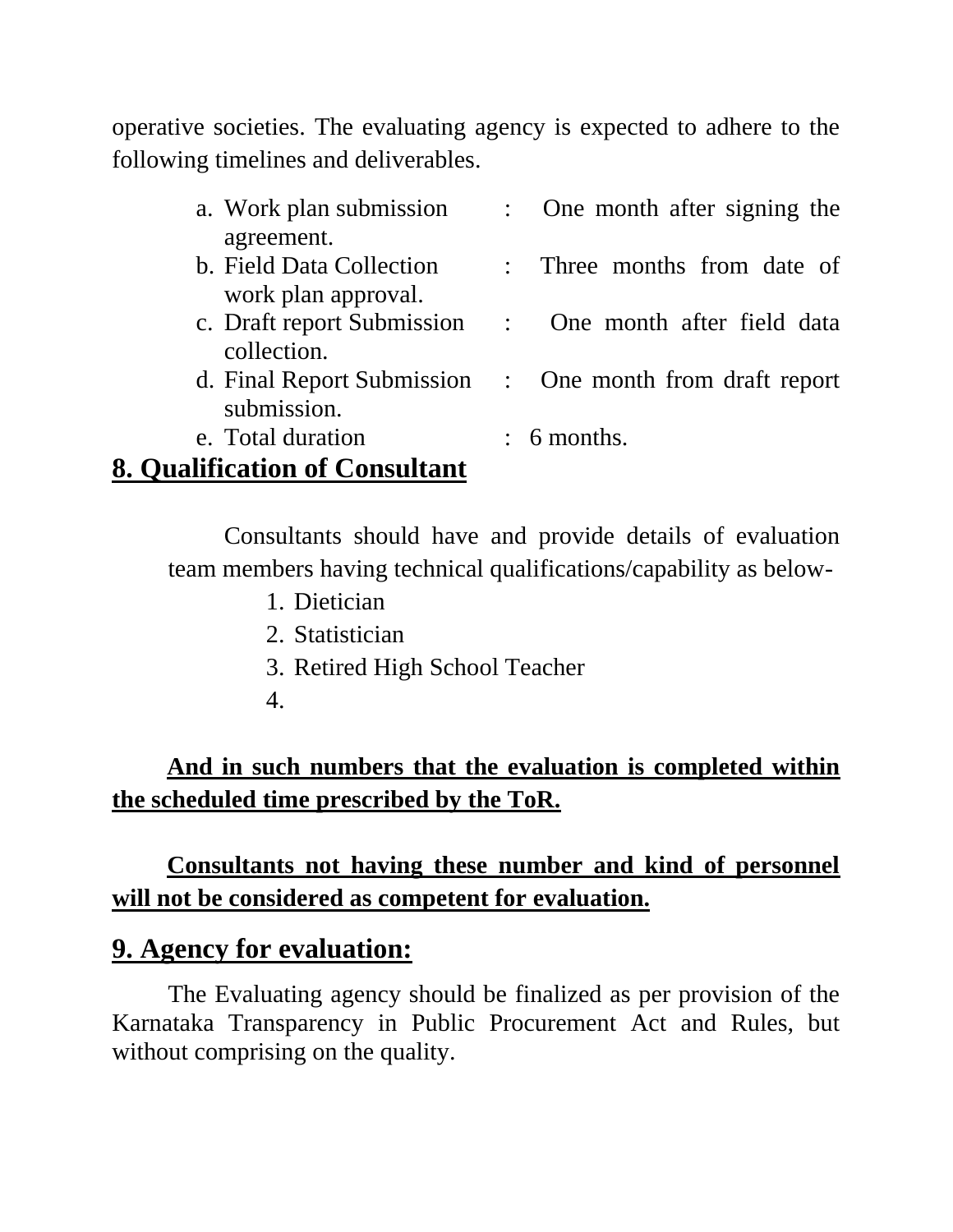operative societies. The evaluating agency is expected to adhere to the following timelines and deliverables.

a. Work plan submission : One month after signing the agreement.
b. Field Data Collection : Three months from date of work plan approval.
c. Draft report Submission : One month after field data collection.
d. Final Report Submission : One month from draft report submission.
e. Total duration : 6 months.

## 8. Qualification of Consultant

Consultants should have and provide details of evaluation team members having technical qualifications/capability as below-

1. Dietician
2. Statistician
3. Retired High School Teacher
4.

**And in such numbers that the evaluation is completed within the scheduled time prescribed by the ToR.**

**Consultants not having these number and kind of personnel will not be considered as competent for evaluation.**

## 9. Agency for evaluation:

The Evaluating agency should be finalized as per provision of the Karnataka Transparency in Public Procurement Act and Rules, but without comprising on the quality.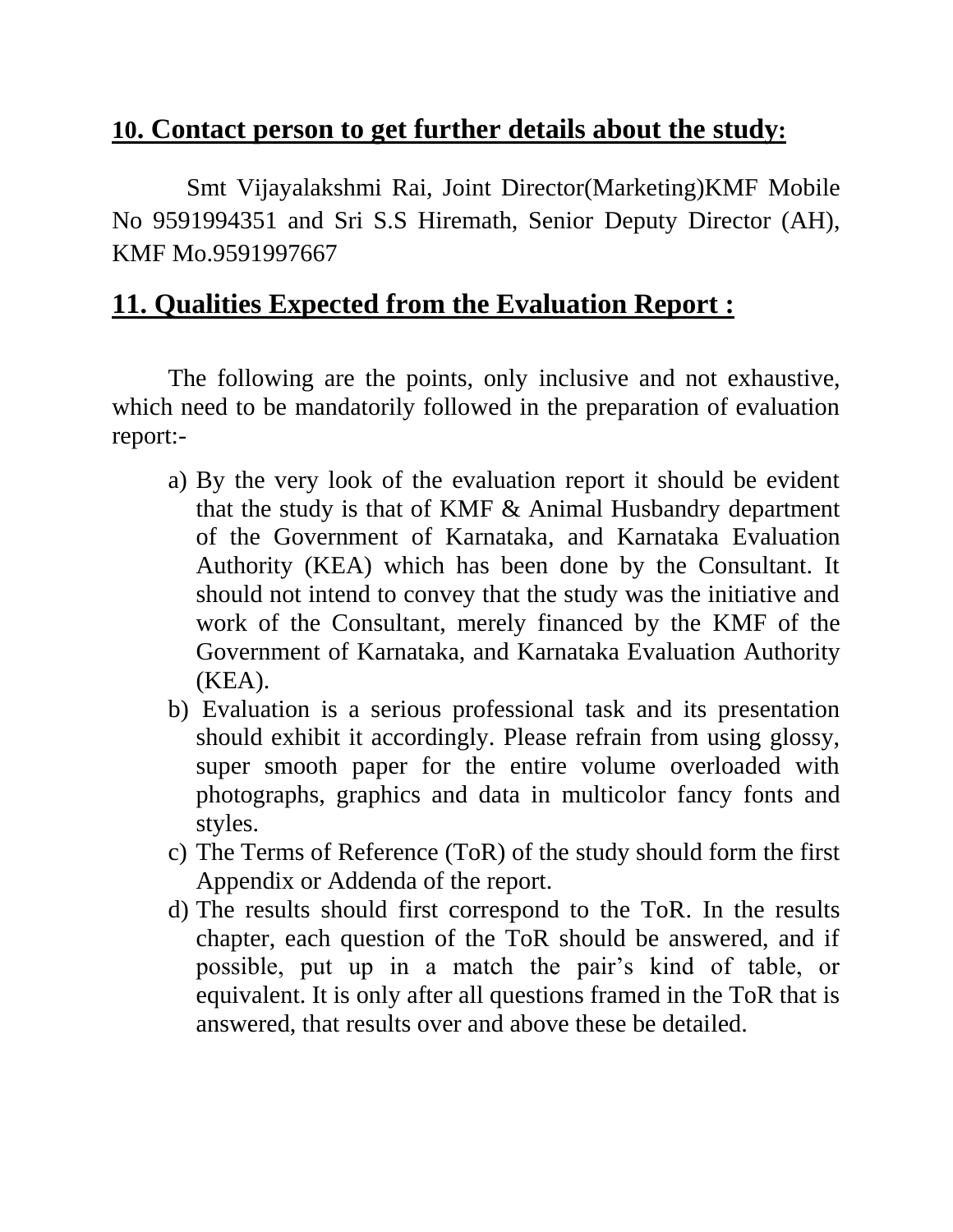## 10. Contact person to get further details about the study:

Smt Vijayalakshmi Rai, Joint Director(Marketing)KMF Mobile No 9591994351 and Sri S.S Hiremath, Senior Deputy Director (AH), KMF Mo.9591997667

## 11. Qualities Expected from the Evaluation Report :

The following are the points, only inclusive and not exhaustive, which need to be mandatorily followed in the preparation of evaluation report:-

a) By the very look of the evaluation report it should be evident that the study is that of KMF & Animal Husbandry department of the Government of Karnataka, and Karnataka Evaluation Authority (KEA) which has been done by the Consultant. It should not intend to convey that the study was the initiative and work of the Consultant, merely financed by the KMF of the Government of Karnataka, and Karnataka Evaluation Authority (KEA).
b) Evaluation is a serious professional task and its presentation should exhibit it accordingly. Please refrain from using glossy, super smooth paper for the entire volume overloaded with photographs, graphics and data in multicolor fancy fonts and styles.
c) The Terms of Reference (ToR) of the study should form the first Appendix or Addenda of the report.
d) The results should first correspond to the ToR. In the results chapter, each question of the ToR should be answered, and if possible, put up in a match the pair's kind of table, or equivalent. It is only after all questions framed in the ToR that is answered, that results over and above these be detailed.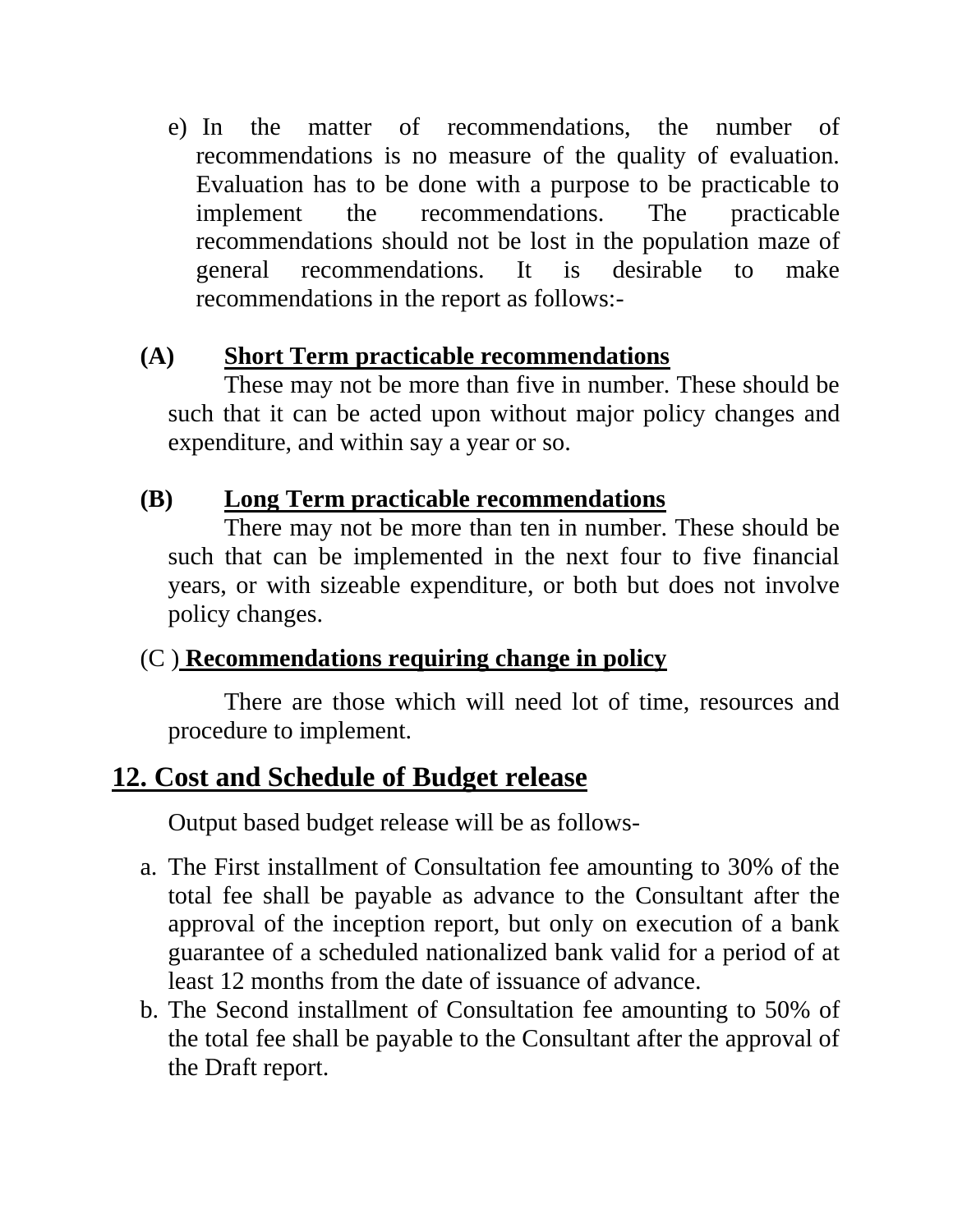e) In the matter of recommendations, the number of recommendations is no measure of the quality of evaluation. Evaluation has to be done with a purpose to be practicable to implement the recommendations. The practicable recommendations should not be lost in the population maze of general recommendations. It is desirable to make recommendations in the report as follows:-

**(A) Short Term practicable recommendations**

These may not be more than five in number. These should be such that it can be acted upon without major policy changes and expenditure, and within say a year or so.

**(B) Long Term practicable recommendations**

There may not be more than ten in number. These should be such that can be implemented in the next four to five financial years, or with sizeable expenditure, or both but does not involve policy changes.

(C ) **Recommendations requiring change in policy**

There are those which will need lot of time, resources and procedure to implement.

## 12. Cost and Schedule of Budget release

Output based budget release will be as follows-

a. The First installment of Consultation fee amounting to 30% of the total fee shall be payable as advance to the Consultant after the approval of the inception report, but only on execution of a bank guarantee of a scheduled nationalized bank valid for a period of at least 12 months from the date of issuance of advance.
b. The Second installment of Consultation fee amounting to 50% of the total fee shall be payable to the Consultant after the approval of the Draft report.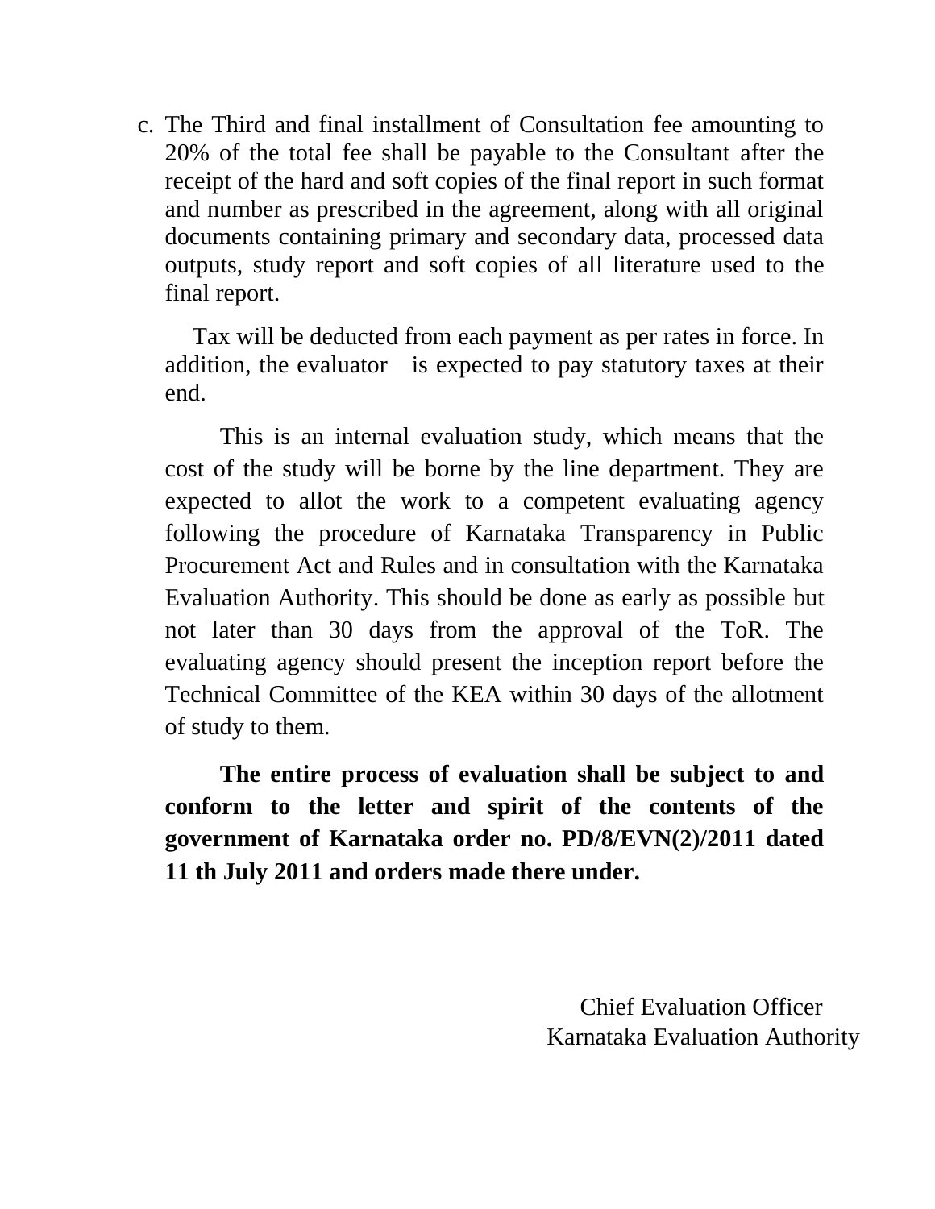c. The Third and final installment of Consultation fee amounting to 20% of the total fee shall be payable to the Consultant after the receipt of the hard and soft copies of the final report in such format and number as prescribed in the agreement, along with all original documents containing primary and secondary data, processed data outputs, study report and soft copies of all literature used to the final report.

Tax will be deducted from each payment as per rates in force. In addition, the evaluator is expected to pay statutory taxes at their end.

This is an internal evaluation study, which means that the cost of the study will be borne by the line department. They are expected to allot the work to a competent evaluating agency following the procedure of Karnataka Transparency in Public Procurement Act and Rules and in consultation with the Karnataka Evaluation Authority. This should be done as early as possible but not later than 30 days from the approval of the ToR. The evaluating agency should present the inception report before the Technical Committee of the KEA within 30 days of the allotment of study to them.

**The entire process of evaluation shall be subject to and conform to the letter and spirit of the contents of the government of Karnataka order no. PD/8/EVN(2)/2011 dated 11 th July 2011 and orders made there under.**

Chief Evaluation Officer
Karnataka Evaluation Authority